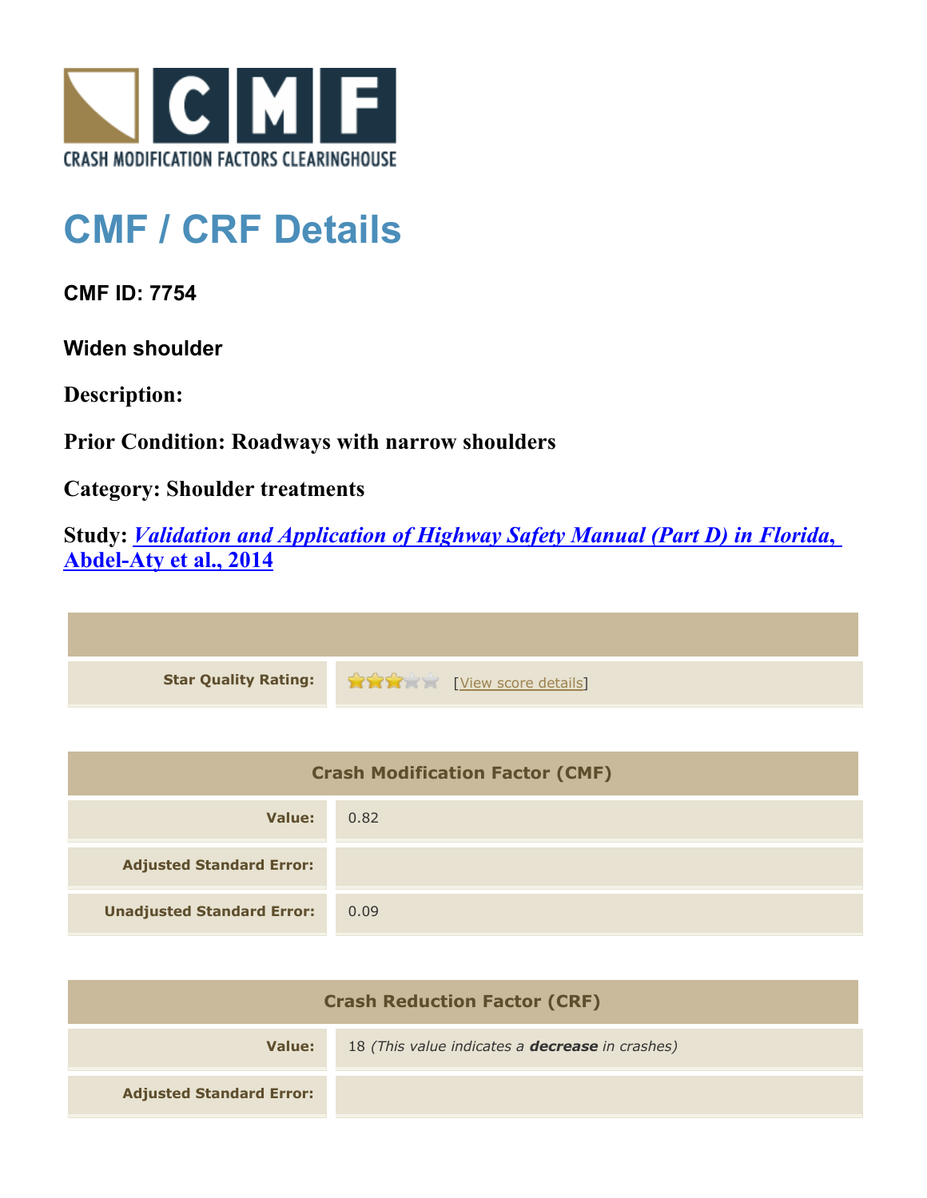CRASH MODIFICATION FACTORS CLEARINGHOUSE

# CMF / CRF Details

## CMF ID: 7754

### Widen shoulder

**Description:**

**Prior Condition: Roadways with narrow shoulders**

**Category: Shoulder treatments**

**Study:** [*Validation and Application of Highway Safety Manual (Part D) in Florida, Abdel-Aty et al., 2014*]

| | |
|---|---|
| **Star Quality Rating:** | 3 of 5 stars [View score details] |

| Crash Modification Factor (CMF) | |
|---|---|
| **Value:** | 0.82 |
| **Adjusted Standard Error:** | |
| **Unadjusted Standard Error:** | 0.09 |

| Crash Reduction Factor (CRF) | |
|---|---|
| **Value:** | 18 *(This value indicates a* ***decrease*** *in crashes)* |
| **Adjusted Standard Error:** | |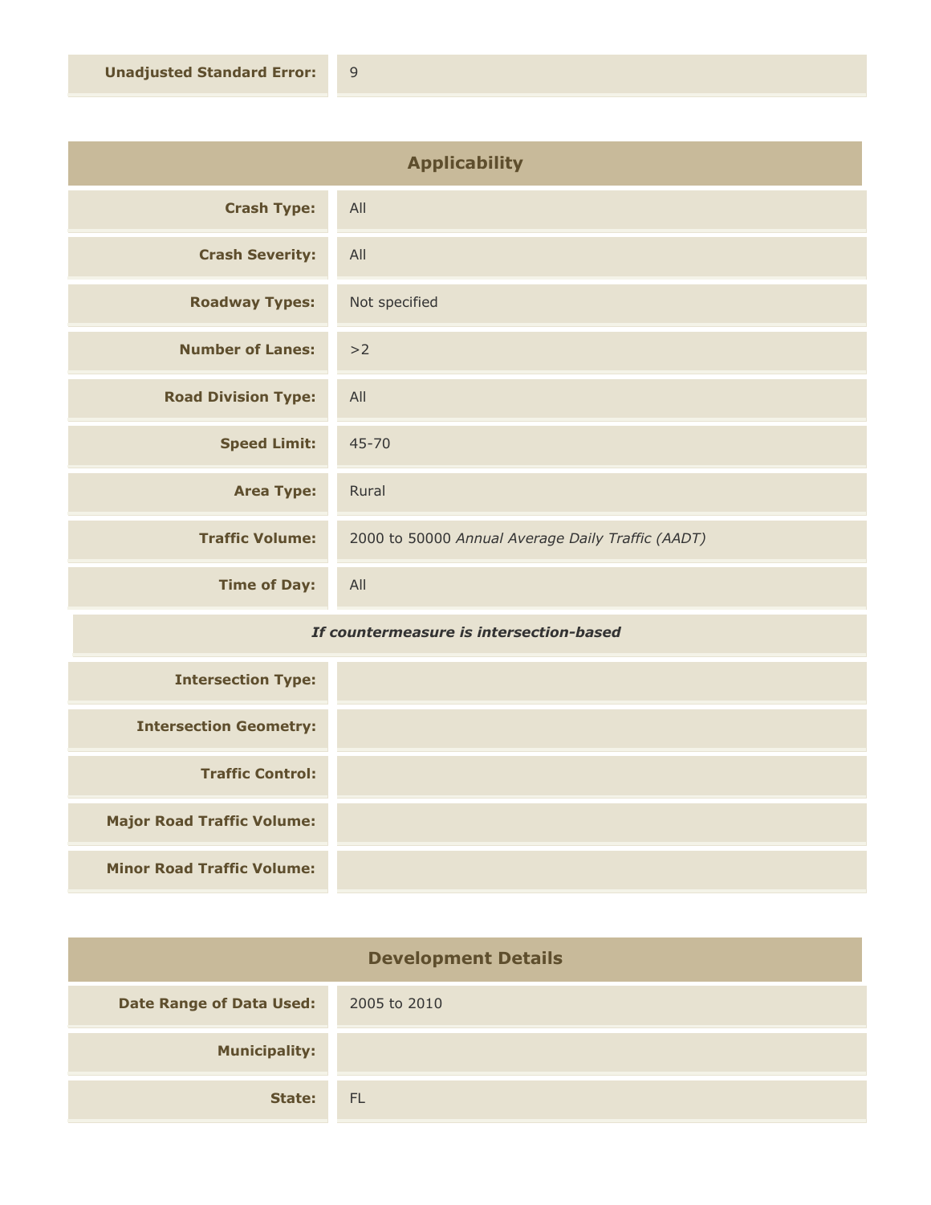| | |
|---|---|
| **Unadjusted Standard Error:** | 9 |

## Applicability

| | |
|---|---|
| **Crash Type:** | All |
| **Crash Severity:** | All |
| **Roadway Types:** | Not specified |
| **Number of Lanes:** | >2 |
| **Road Division Type:** | All |
| **Speed Limit:** | 45-70 |
| **Area Type:** | Rural |
| **Traffic Volume:** | 2000 to 50000 *Annual Average Daily Traffic (AADT)* |
| **Time of Day:** | All |

***If countermeasure is intersection-based***

| | |
|---|---|
| **Intersection Type:** | |
| **Intersection Geometry:** | |
| **Traffic Control:** | |
| **Major Road Traffic Volume:** | |
| **Minor Road Traffic Volume:** | |

## Development Details

| | |
|---|---|
| **Date Range of Data Used:** | 2005 to 2010 |
| **Municipality:** | |
| **State:** | FL |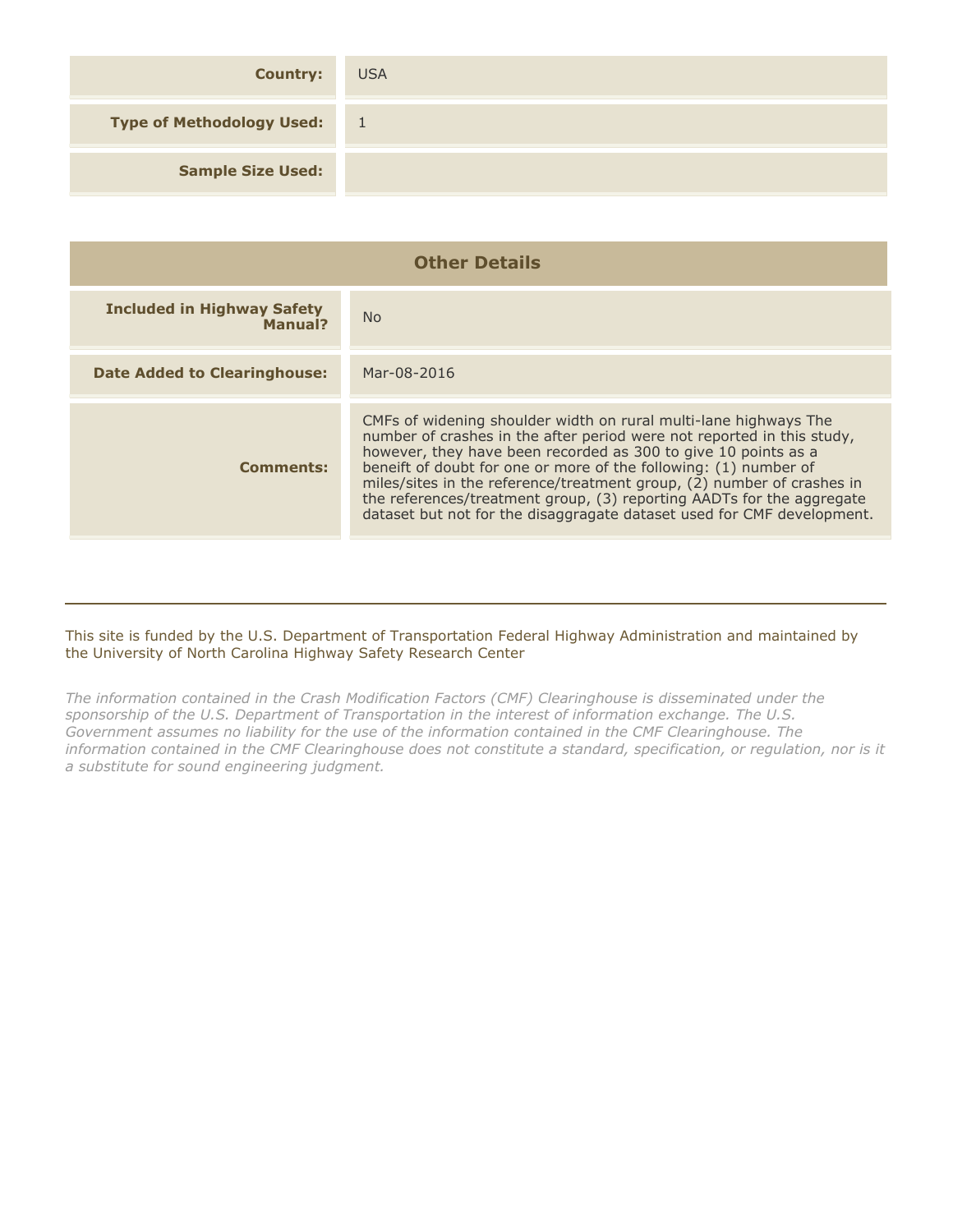| | |
|---|---|
| **Country:** | USA |
| **Type of Methodology Used:** | 1 |
| **Sample Size Used:** | |

## Other Details

| | |
|---|---|
| **Included in Highway Safety Manual?** | No |
| **Date Added to Clearinghouse:** | Mar-08-2016 |
| **Comments:** | CMFs of widening shoulder width on rural multi-lane highways The number of crashes in the after period were not reported in this study, however, they have been recorded as 300 to give 10 points as a beneift of doubt for one or more of the following: (1) number of miles/sites in the reference/treatment group, (2) number of crashes in the references/treatment group, (3) reporting AADTs for the aggregate dataset but not for the disaggragate dataset used for CMF development. |

---

This site is funded by the U.S. Department of Transportation Federal Highway Administration and maintained by the University of North Carolina Highway Safety Research Center

*The information contained in the Crash Modification Factors (CMF) Clearinghouse is disseminated under the sponsorship of the U.S. Department of Transportation in the interest of information exchange. The U.S. Government assumes no liability for the use of the information contained in the CMF Clearinghouse. The information contained in the CMF Clearinghouse does not constitute a standard, specification, or regulation, nor is it a substitute for sound engineering judgment.*